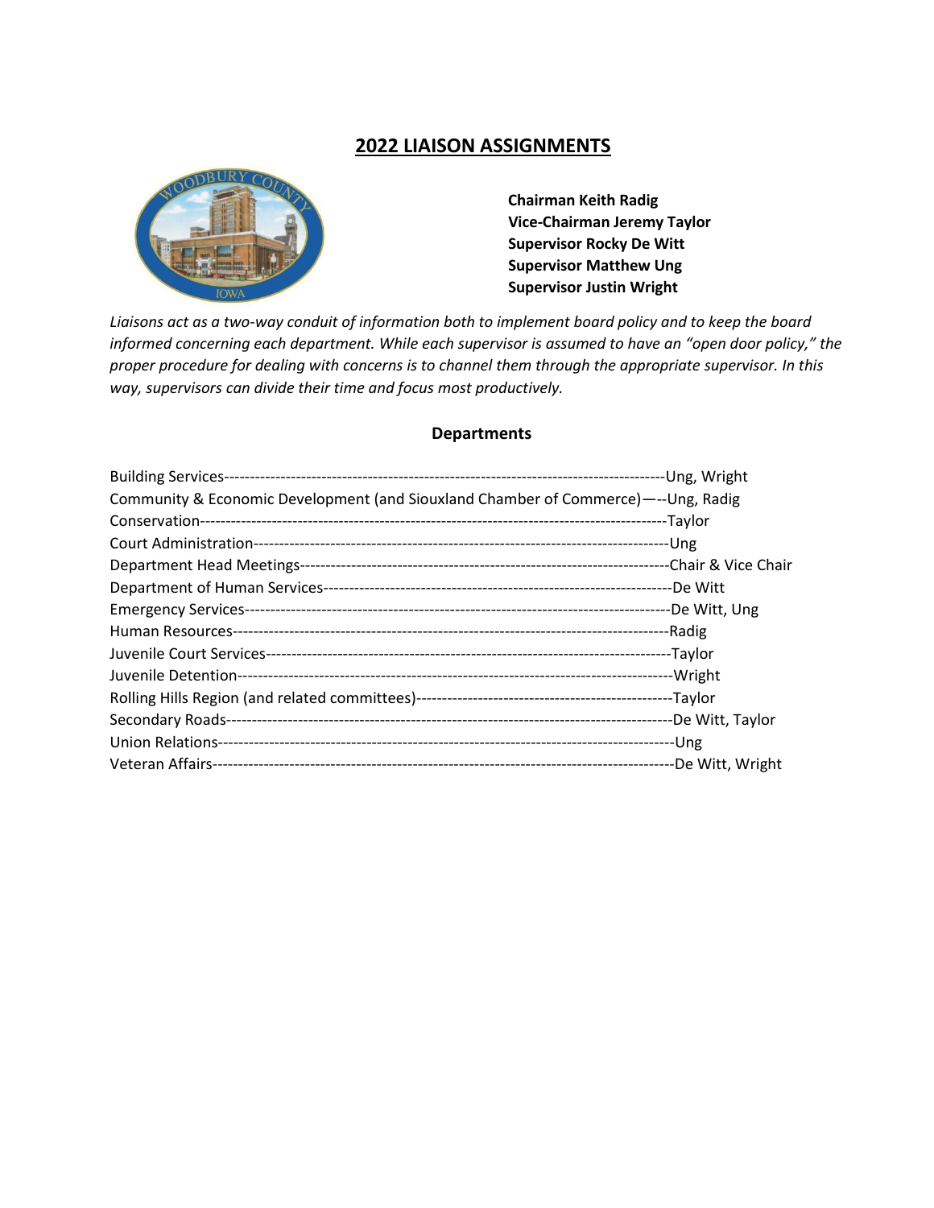# 2022 LIAISON ASSIGNMENTS

**Chairman Keith Radig**
**Vice-Chairman Jeremy Taylor**
**Supervisor Rocky De Witt**
**Supervisor Matthew Ung**
**Supervisor Justin Wright**

*Liaisons act as a two-way conduit of information both to implement board policy and to keep the board informed concerning each department. While each supervisor is assumed to have an "open door policy," the proper procedure for dealing with concerns is to channel them through the appropriate supervisor. In this way, supervisors can divide their time and focus most productively.*

### Departments

| Department | Liaison |
|---|---|
| Building Services | Ung, Wright |
| Community & Economic Development (and Siouxland Chamber of Commerce) | Ung, Radig |
| Conservation | Taylor |
| Court Administration | Ung |
| Department Head Meetings | Chair & Vice Chair |
| Department of Human Services | De Witt |
| Emergency Services | De Witt, Ung |
| Human Resources | Radig |
| Juvenile Court Services | Taylor |
| Juvenile Detention | Wright |
| Rolling Hills Region (and related committees) | Taylor |
| Secondary Roads | De Witt, Taylor |
| Union Relations | Ung |
| Veteran Affairs | De Witt, Wright |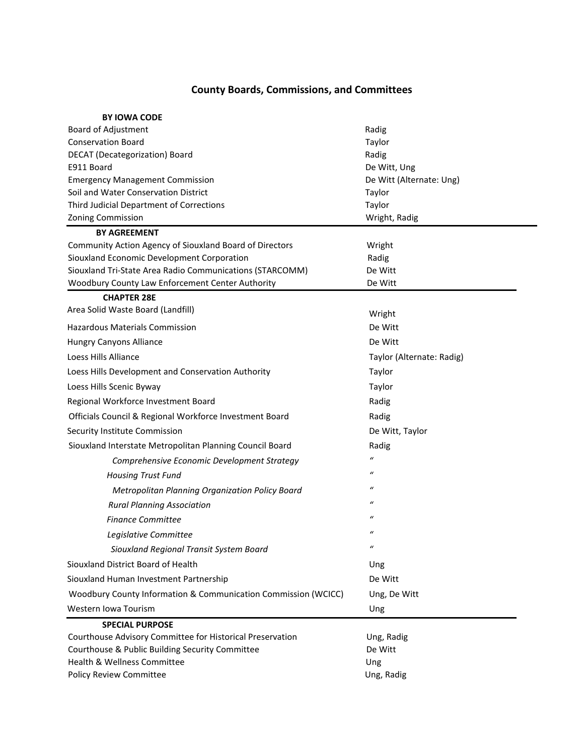# County Boards, Commissions, and Committees

| | |
|---|---|
| **BY IOWA CODE** | |
| Board of Adjustment | Radig |
| Conservation Board | Taylor |
| DECAT (Decategorization) Board | Radig |
| E911 Board | De Witt, Ung |
| Emergency Management Commission | De Witt (Alternate: Ung) |
| Soil and Water Conservation District | Taylor |
| Third Judicial Department of Corrections | Taylor |
| Zoning Commission | Wright, Radig |
| **BY AGREEMENT** | |
| Community Action Agency of Siouxland Board of Directors | Wright |
| Siouxland Economic Development Corporation | Radig |
| Siouxland Tri-State Area Radio Communications (STARCOMM) | De Witt |
| Woodbury County Law Enforcement Center Authority | De Witt |
| **CHAPTER 28E** | |
| Area Solid Waste Board (Landfill) | Wright |
| Hazardous Materials Commission | De Witt |
| Hungry Canyons Alliance | De Witt |
| Loess Hills Alliance | Taylor (Alternate: Radig) |
| Loess Hills Development and Conservation Authority | Taylor |
| Loess Hills Scenic Byway | Taylor |
| Regional Workforce Investment Board | Radig |
| Officials Council & Regional Workforce Investment Board | Radig |
| Security Institute Commission | De Witt, Taylor |
| Siouxland Interstate Metropolitan Planning Council Board | Radig |
| *Comprehensive Economic Development Strategy* | " |
| *Housing Trust Fund* | " |
| *Metropolitan Planning Organization Policy Board* | " |
| *Rural Planning Association* | " |
| *Finance Committee* | " |
| *Legislative Committee* | " |
| *Siouxland Regional Transit System Board* | " |
| Siouxland District Board of Health | Ung |
| Siouxland Human Investment Partnership | De Witt |
| Woodbury County Information & Communication Commission (WCICC) | Ung, De Witt |
| Western Iowa Tourism | Ung |
| **SPECIAL PURPOSE** | |
| Courthouse Advisory Committee for Historical Preservation | Ung, Radig |
| Courthouse & Public Building Security Committee | De Witt |
| Health & Wellness Committee | Ung |
| Policy Review Committee | Ung, Radig |